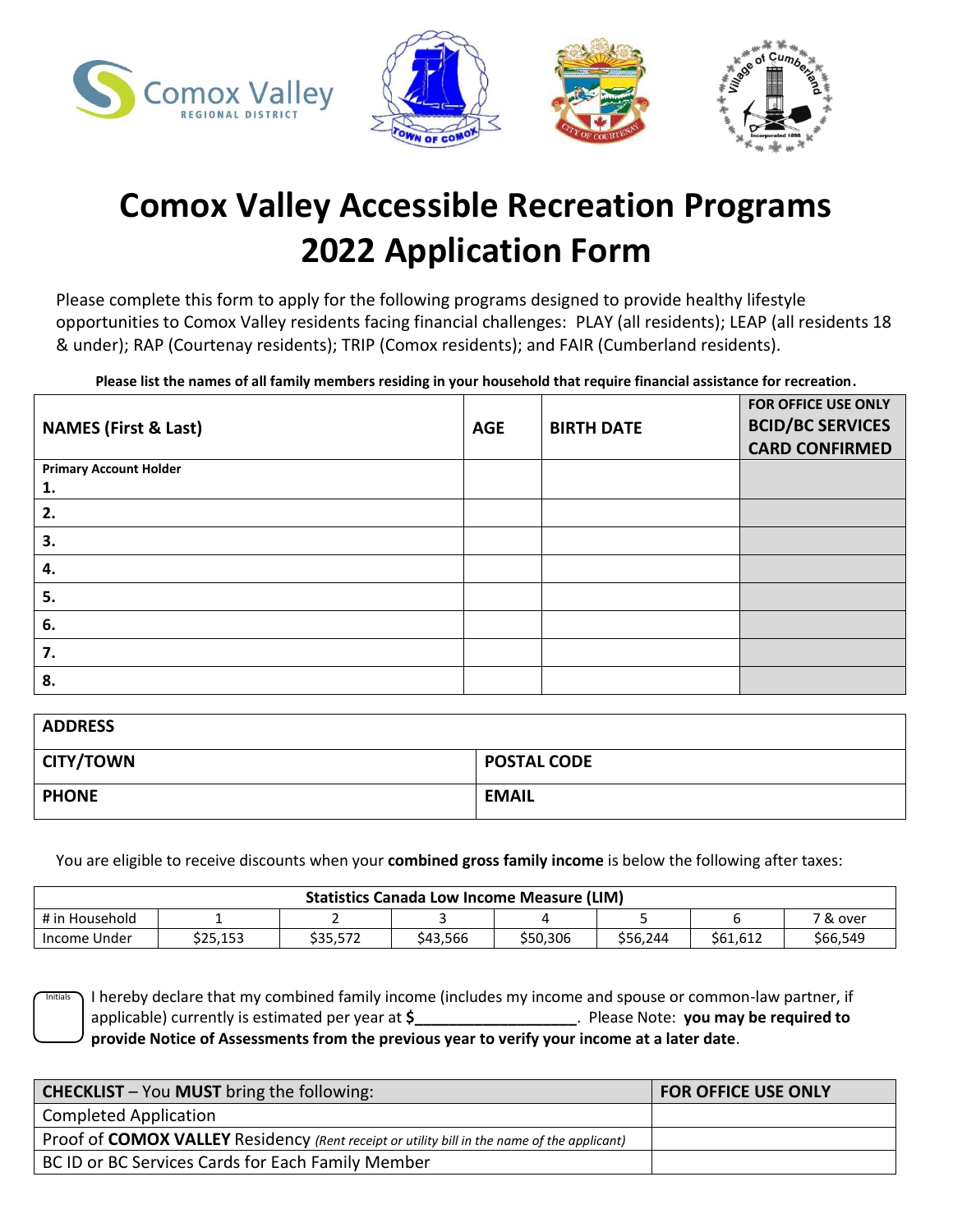# Comox Valley Accessible Recreation Programs 2022 Application Form

Please complete this form to apply for the following programs designed to provide healthy lifestyle opportunities to Comox Valley residents facing financial challenges: PLAY (all residents); LEAP (all residents 18 & under); RAP (Courtenay residents); TRIP (Comox residents); and FAIR (Cumberland residents).

**Please list the names of all family members residing in your household that require financial assistance for recreation.**

| NAMES (First & Last) | AGE | BIRTH DATE | FOR OFFICE USE ONLY BCID/BC SERVICES CARD CONFIRMED |
|---|---|---|---|
| **Primary Account Holder** **1.** | | | |
| **2.** | | | |
| **3.** | | | |
| **4.** | | | |
| **5.** | | | |
| **6.** | | | |
| **7.** | | | |
| **8.** | | | |

| **ADDRESS** | |
|---|---|
| **CITY/TOWN** | **POSTAL CODE** |
| **PHONE** | **EMAIL** |

You are eligible to receive discounts when your **combined gross family income** is below the following after taxes:

| Statistics Canada Low Income Measure (LIM) | | | | | | | |
|---|---|---|---|---|---|---|---|
| # in Household | 1 | 2 | 3 | 4 | 5 | 6 | 7 & over |
| Income Under | $25,153 | $35,572 | $43,566 | $50,306 | $56,244 | $61,612 | $66,549 |

Initials: ____ I hereby declare that my combined family income (includes my income and spouse or common-law partner, if applicable) currently is estimated per year at **$___________________**. Please Note: **you may be required to provide Notice of Assessments from the previous year to verify your income at a later date**.

| **CHECKLIST** – You **MUST** bring the following: | **FOR OFFICE USE ONLY** |
|---|---|
| Completed Application | |
| Proof of **COMOX VALLEY** Residency *(Rent receipt or utility bill in the name of the applicant)* | |
| BC ID or BC Services Cards for Each Family Member | |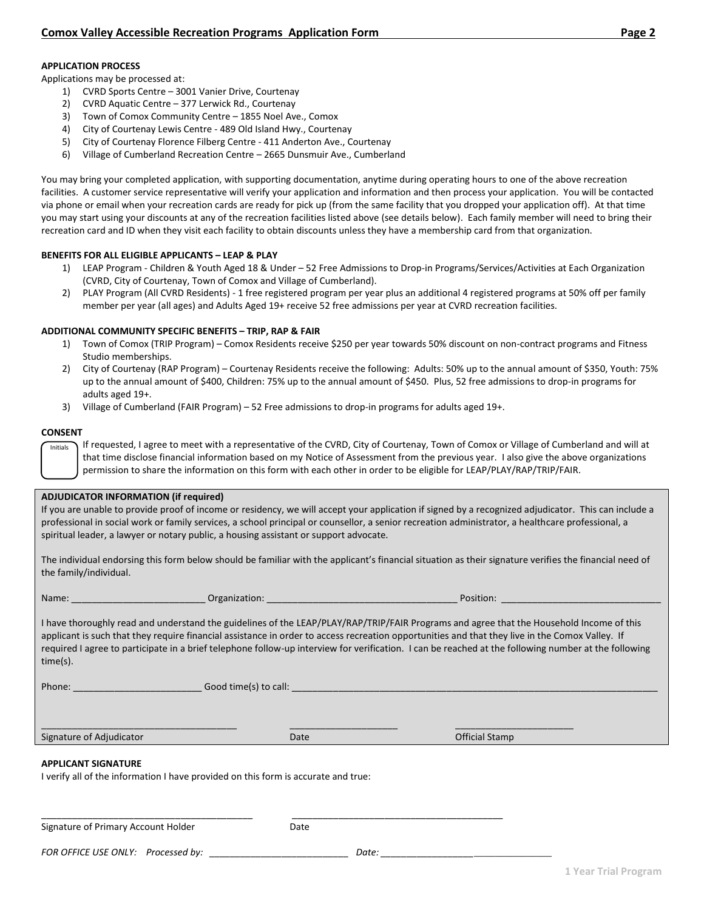**APPLICATION PROCESS**

Applications may be processed at:

1) CVRD Sports Centre – 3001 Vanier Drive, Courtenay
2) CVRD Aquatic Centre – 377 Lerwick Rd., Courtenay
3) Town of Comox Community Centre – 1855 Noel Ave., Comox
4) City of Courtenay Lewis Centre - 489 Old Island Hwy., Courtenay
5) City of Courtenay Florence Filberg Centre - 411 Anderton Ave., Courtenay
6) Village of Cumberland Recreation Centre – 2665 Dunsmuir Ave., Cumberland

You may bring your completed application, with supporting documentation, anytime during operating hours to one of the above recreation facilities. A customer service representative will verify your application and information and then process your application. You will be contacted via phone or email when your recreation cards are ready for pick up (from the same facility that you dropped your application off). At that time you may start using your discounts at any of the recreation facilities listed above (see details below). Each family member will need to bring their recreation card and ID when they visit each facility to obtain discounts unless they have a membership card from that organization.

**BENEFITS FOR ALL ELIGIBLE APPLICANTS – LEAP & PLAY**

1) LEAP Program - Children & Youth Aged 18 & Under – 52 Free Admissions to Drop-in Programs/Services/Activities at Each Organization (CVRD, City of Courtenay, Town of Comox and Village of Cumberland).
2) PLAY Program (All CVRD Residents) - 1 free registered program per year plus an additional 4 registered programs at 50% off per family member per year (all ages) and Adults Aged 19+ receive 52 free admissions per year at CVRD recreation facilities.

**ADDITIONAL COMMUNITY SPECIFIC BENEFITS – TRIP, RAP & FAIR**

1) Town of Comox (TRIP Program) – Comox Residents receive $250 per year towards 50% discount on non-contract programs and Fitness Studio memberships.
2) City of Courtenay (RAP Program) – Courtenay Residents receive the following: Adults: 50% up to the annual amount of $350, Youth: 75% up to the annual amount of $400, Children: 75% up to the annual amount of $450. Plus, 52 free admissions to drop-in programs for adults aged 19+.
3) Village of Cumberland (FAIR Program) – 52 Free admissions to drop-in programs for adults aged 19+.

**CONSENT**

Initials

If requested, I agree to meet with a representative of the CVRD, City of Courtenay, Town of Comox or Village of Cumberland and will at that time disclose financial information based on my Notice of Assessment from the previous year. I also give the above organizations permission to share the information on this form with each other in order to be eligible for LEAP/PLAY/RAP/TRIP/FAIR.

**ADJUDICATOR INFORMATION (if required)**

If you are unable to provide proof of income or residency, we will accept your application if signed by a recognized adjudicator. This can include a professional in social work or family services, a school principal or counsellor, a senior recreation administrator, a healthcare professional, a spiritual leader, a lawyer or notary public, a housing assistant or support advocate.

The individual endorsing this form below should be familiar with the applicant's financial situation as their signature verifies the financial need of the family/individual.

Name: _________________________ Organization: ____________________________________ Position: ______________________________

I have thoroughly read and understand the guidelines of the LEAP/PLAY/RAP/TRIP/FAIR Programs and agree that the Household Income of this applicant is such that they require financial assistance in order to access recreation opportunities and that they live in the Comox Valley. If required I agree to participate in a brief telephone follow-up interview for verification. I can be reached at the following number at the following time(s).

Phone: ________________________ Good time(s) to call: ______________________________________________________________________

_____________________________________ &nbsp;&nbsp;&nbsp; _____________________ &nbsp;&nbsp;&nbsp; _______________________

Signature of Adjudicator &nbsp;&nbsp;&nbsp; Date &nbsp;&nbsp;&nbsp; Official Stamp

**APPLICANT SIGNATURE**

I verify all of the information I have provided on this form is accurate and true:

_________________________________________ &nbsp;&nbsp;&nbsp; _________________________________________

Signature of Primary Account Holder &nbsp;&nbsp;&nbsp; Date

*FOR OFFICE USE ONLY: Processed by:* ___________________________ *Date:* _________________________________

1 Year Trial Program